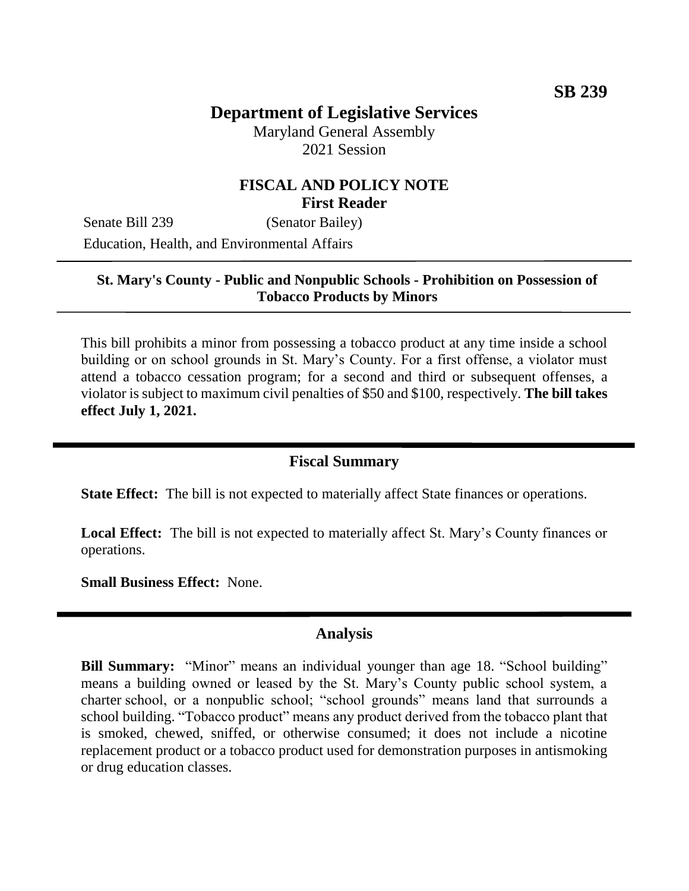**SB 239**

# Department of Legislative Services

Maryland General Assembly
2021 Session

## FISCAL AND POLICY NOTE
### First Reader

Senate Bill 239 (Senator Bailey)
Education, Health, and Environmental Affairs

---

**St. Mary's County - Public and Nonpublic Schools - Prohibition on Possession of Tobacco Products by Minors**

---

This bill prohibits a minor from possessing a tobacco product at any time inside a school building or on school grounds in St. Mary's County. For a first offense, a violator must attend a tobacco cessation program; for a second and third or subsequent offenses, a violator is subject to maximum civil penalties of $50 and $100, respectively. **The bill takes effect July 1, 2021.**

---

## Fiscal Summary

**State Effect:** The bill is not expected to materially affect State finances or operations.

**Local Effect:** The bill is not expected to materially affect St. Mary's County finances or operations.

**Small Business Effect:** None.

---

## Analysis

**Bill Summary:** "Minor" means an individual younger than age 18. "School building" means a building owned or leased by the St. Mary's County public school system, a charter school, or a nonpublic school; "school grounds" means land that surrounds a school building. "Tobacco product" means any product derived from the tobacco plant that is smoked, chewed, sniffed, or otherwise consumed; it does not include a nicotine replacement product or a tobacco product used for demonstration purposes in antismoking or drug education classes.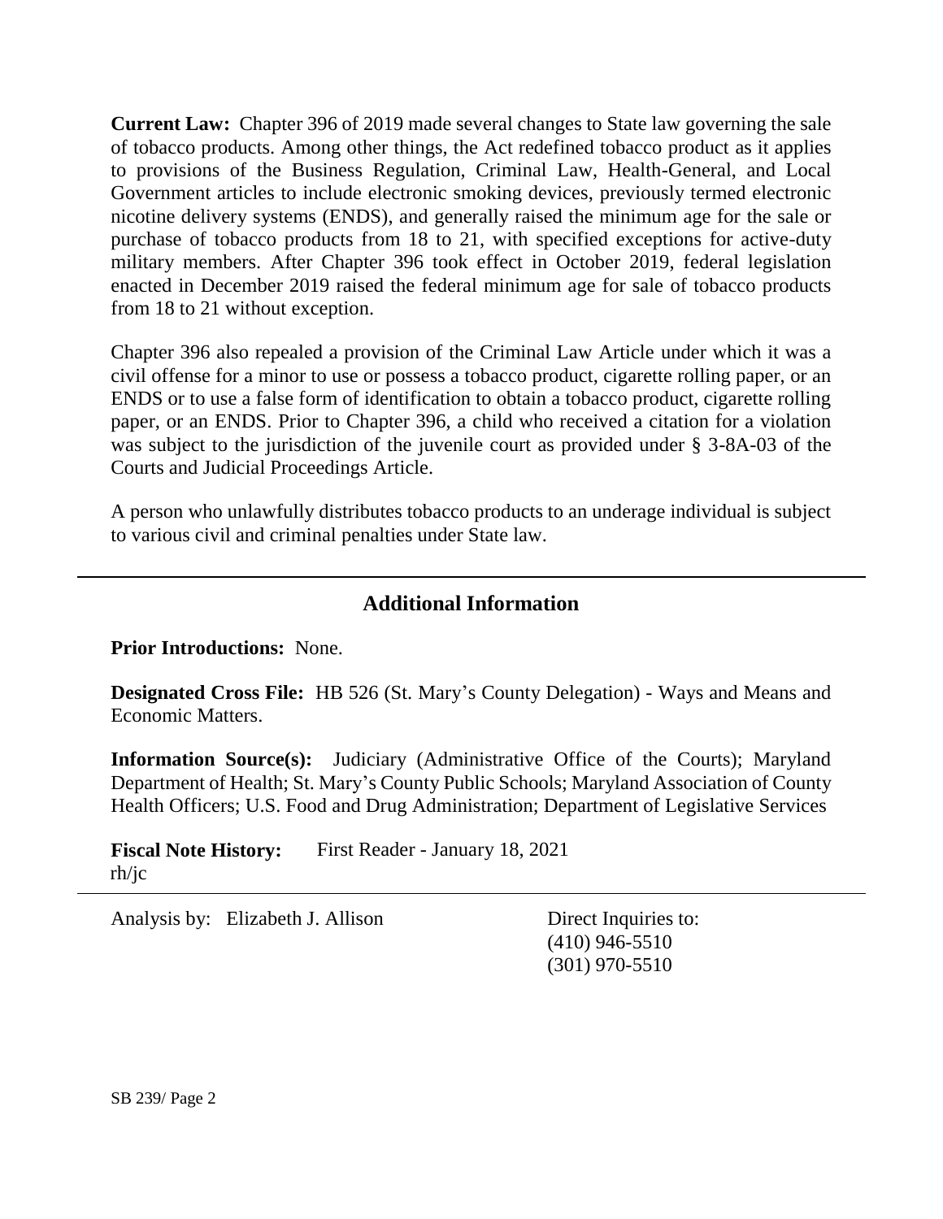**Current Law:** Chapter 396 of 2019 made several changes to State law governing the sale of tobacco products. Among other things, the Act redefined tobacco product as it applies to provisions of the Business Regulation, Criminal Law, Health-General, and Local Government articles to include electronic smoking devices, previously termed electronic nicotine delivery systems (ENDS), and generally raised the minimum age for the sale or purchase of tobacco products from 18 to 21, with specified exceptions for active-duty military members. After Chapter 396 took effect in October 2019, federal legislation enacted in December 2019 raised the federal minimum age for sale of tobacco products from 18 to 21 without exception.

Chapter 396 also repealed a provision of the Criminal Law Article under which it was a civil offense for a minor to use or possess a tobacco product, cigarette rolling paper, or an ENDS or to use a false form of identification to obtain a tobacco product, cigarette rolling paper, or an ENDS. Prior to Chapter 396, a child who received a citation for a violation was subject to the jurisdiction of the juvenile court as provided under § 3-8A-03 of the Courts and Judicial Proceedings Article.

A person who unlawfully distributes tobacco products to an underage individual is subject to various civil and criminal penalties under State law.

## Additional Information

**Prior Introductions:** None.

**Designated Cross File:** HB 526 (St. Mary's County Delegation) - Ways and Means and Economic Matters.

**Information Source(s):** Judiciary (Administrative Office of the Courts); Maryland Department of Health; St. Mary's County Public Schools; Maryland Association of County Health Officers; U.S. Food and Drug Administration; Department of Legislative Services

**Fiscal Note History:** First Reader - January 18, 2021
rh/jc

Analysis by: Elizabeth J. Allison

Direct Inquiries to:
(410) 946-5510
(301) 970-5510